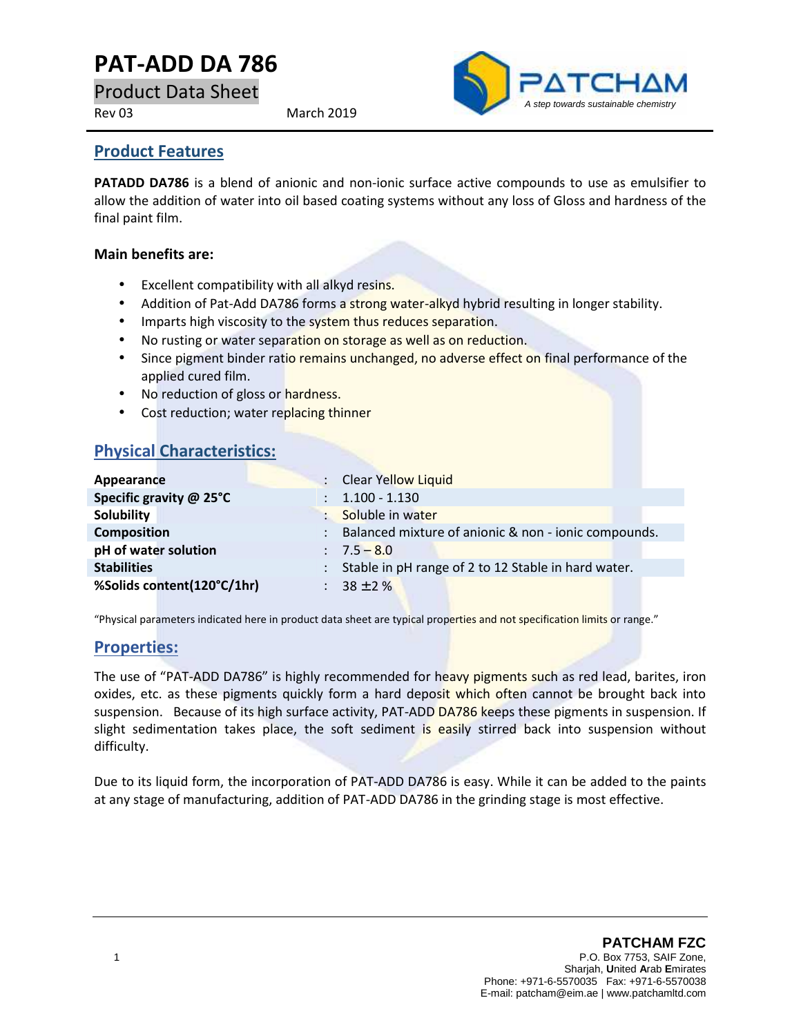# PAT-ADD DA 786

Product Data Sheet

Rev 03 March 2019

PATCHAM

*A step towards sustainable chemistry*

## Product Features

**PATADD DA786** is a blend of anionic and non-ionic surface active compounds to use as emulsifier to allow the addition of water into oil based coating systems without any loss of Gloss and hardness of the final paint film.

**Main benefits are:**

- Excellent compatibility with all alkyd resins.
- Addition of Pat-Add DA786 forms a strong water-alkyd hybrid resulting in longer stability.
- Imparts high viscosity to the system thus reduces separation.
- No rusting or water separation on storage as well as on reduction.
- Since pigment binder ratio remains unchanged, no adverse effect on final performance of the applied cured film.
- No reduction of gloss or hardness.
- Cost reduction; water replacing thinner

## Physical Characteristics:

| | | |
|---|---|---|
| **Appearance** | : | Clear Yellow Liquid |
| **Specific gravity @ 25°C** | : | 1.100 - 1.130 |
| **Solubility** | : | Soluble in water |
| **Composition** | : | Balanced mixture of anionic & non - ionic compounds. |
| **pH of water solution** | : | 7.5 – 8.0 |
| **Stabilities** | : | Stable in pH range of 2 to 12 Stable in hard water. |
| **%Solids content(120°C/1hr)** | : | 38 ±2 % |

"Physical parameters indicated here in product data sheet are typical properties and not specification limits or range."

## Properties:

The use of "PAT-ADD DA786" is highly recommended for heavy pigments such as red lead, barites, iron oxides, etc. as these pigments quickly form a hard deposit which often cannot be brought back into suspension. Because of its high surface activity, PAT-ADD DA786 keeps these pigments in suspension. If slight sedimentation takes place, the soft sediment is easily stirred back into suspension without difficulty.

Due to its liquid form, the incorporation of PAT-ADD DA786 is easy. While it can be added to the paints at any stage of manufacturing, addition of PAT-ADD DA786 in the grinding stage is most effective.

**PATCHAM FZC**
P.O. Box 7753, SAIF Zone,
Sharjah, United Arab Emirates
Phone: +971-6-5570035 Fax: +971-6-5570038
E-mail: patcham@eim.ae | www.patchamltd.com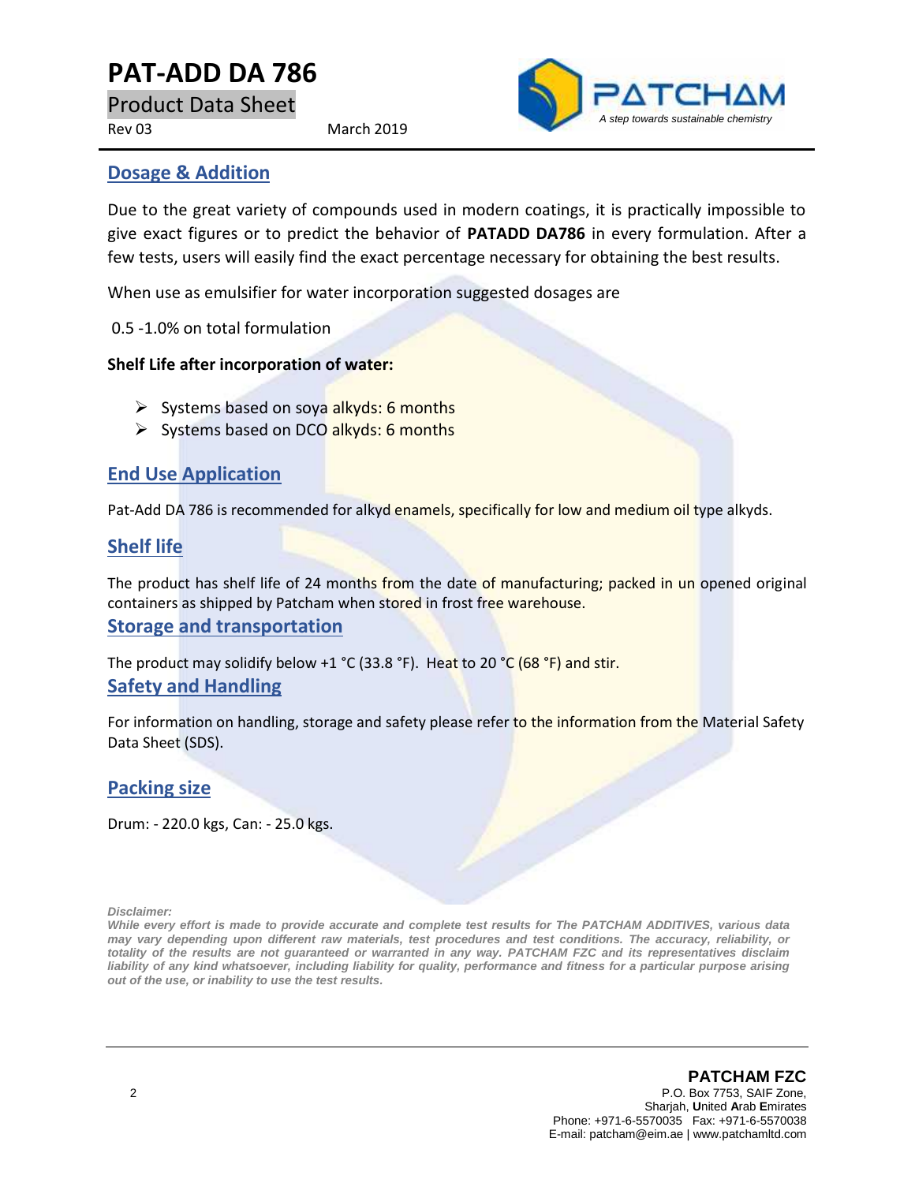# PAT-ADD DA 786

Product Data Sheet

Rev 03 March 2019

## Dosage & Addition

Due to the great variety of compounds used in modern coatings, it is practically impossible to give exact figures or to predict the behavior of **PATADD DA786** in every formulation. After a few tests, users will easily find the exact percentage necessary for obtaining the best results.

When use as emulsifier for water incorporation suggested dosages are

0.5 -1.0% on total formulation

**Shelf Life after incorporation of water:**

- Systems based on soya alkyds: 6 months
- Systems based on DCO alkyds: 6 months

## End Use Application

Pat-Add DA 786 is recommended for alkyd enamels, specifically for low and medium oil type alkyds.

## Shelf life

The product has shelf life of 24 months from the date of manufacturing; packed in un opened original containers as shipped by Patcham when stored in frost free warehouse.

## Storage and transportation

The product may solidify below +1 °C (33.8 °F). Heat to 20 °C (68 °F) and stir.

## Safety and Handling

For information on handling, storage and safety please refer to the information from the Material Safety Data Sheet (SDS).

## Packing size

Drum: - 220.0 kgs, Can: - 25.0 kgs.

***Disclaimer:***

***While every effort is made to provide accurate and complete test results for The PATCHAM ADDITIVES, various data may vary depending upon different raw materials, test procedures and test conditions. The accuracy, reliability, or totality of the results are not guaranteed or warranted in any way. PATCHAM FZC and its representatives disclaim liability of any kind whatsoever, including liability for quality, performance and fitness for a particular purpose arising out of the use, or inability to use the test results.***

**PATCHAM FZC**
P.O. Box 7753, SAIF Zone,
Sharjah, **U**nited **A**rab **E**mirates
Phone: +971-6-5570035 Fax: +971-6-5570038
E-mail: patcham@eim.ae | www.patchamltd.com